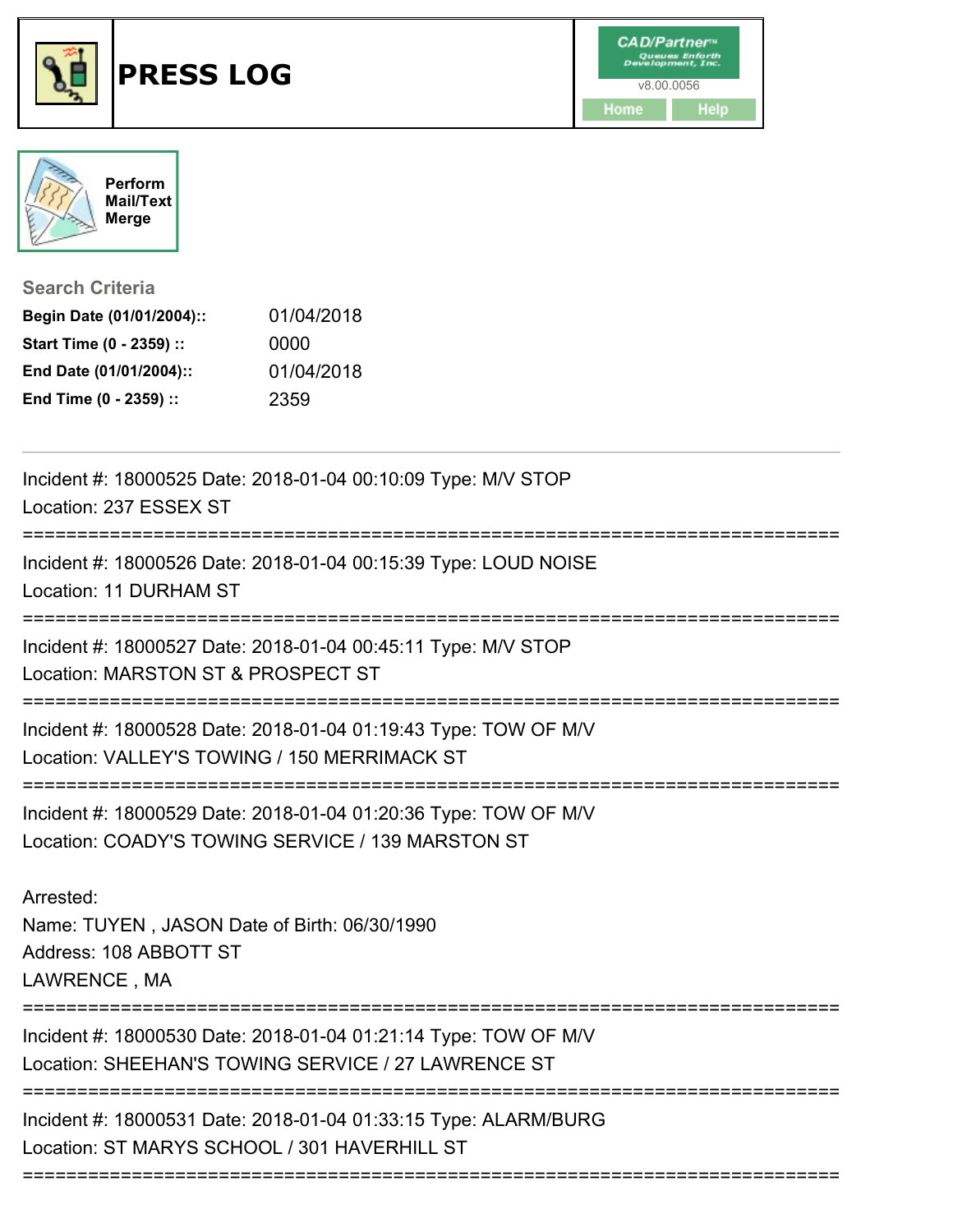# PRESS LOG

CAD/Partner™
v8.00.0056
Home Help

Perform Mail/Text Merge

**Search Criteria**

| | |
|---|---|
| **Begin Date (01/01/2004)::** | 01/04/2018 |
| **Start Time (0 - 2359) ::** | 0000 |
| **End Date (01/01/2004)::** | 01/04/2018 |
| **End Time (0 - 2359) ::** | 2359 |

---

Incident #: 18000525 Date: 2018-01-04 00:10:09 Type: M/V STOP
Location: 237 ESSEX ST

===========================================================================

Incident #: 18000526 Date: 2018-01-04 00:15:39 Type: LOUD NOISE
Location: 11 DURHAM ST

===========================================================================

Incident #: 18000527 Date: 2018-01-04 00:45:11 Type: M/V STOP
Location: MARSTON ST & PROSPECT ST

===========================================================================

Incident #: 18000528 Date: 2018-01-04 01:19:43 Type: TOW OF M/V
Location: VALLEY'S TOWING / 150 MERRIMACK ST

===========================================================================

Incident #: 18000529 Date: 2018-01-04 01:20:36 Type: TOW OF M/V
Location: COADY'S TOWING SERVICE / 139 MARSTON ST

Arrested:
Name: TUYEN , JASON Date of Birth: 06/30/1990
Address: 108 ABBOTT ST
LAWRENCE , MA

===========================================================================

Incident #: 18000530 Date: 2018-01-04 01:21:14 Type: TOW OF M/V
Location: SHEEHAN'S TOWING SERVICE / 27 LAWRENCE ST

===========================================================================

Incident #: 18000531 Date: 2018-01-04 01:33:15 Type: ALARM/BURG
Location: ST MARYS SCHOOL / 301 HAVERHILL ST

===========================================================================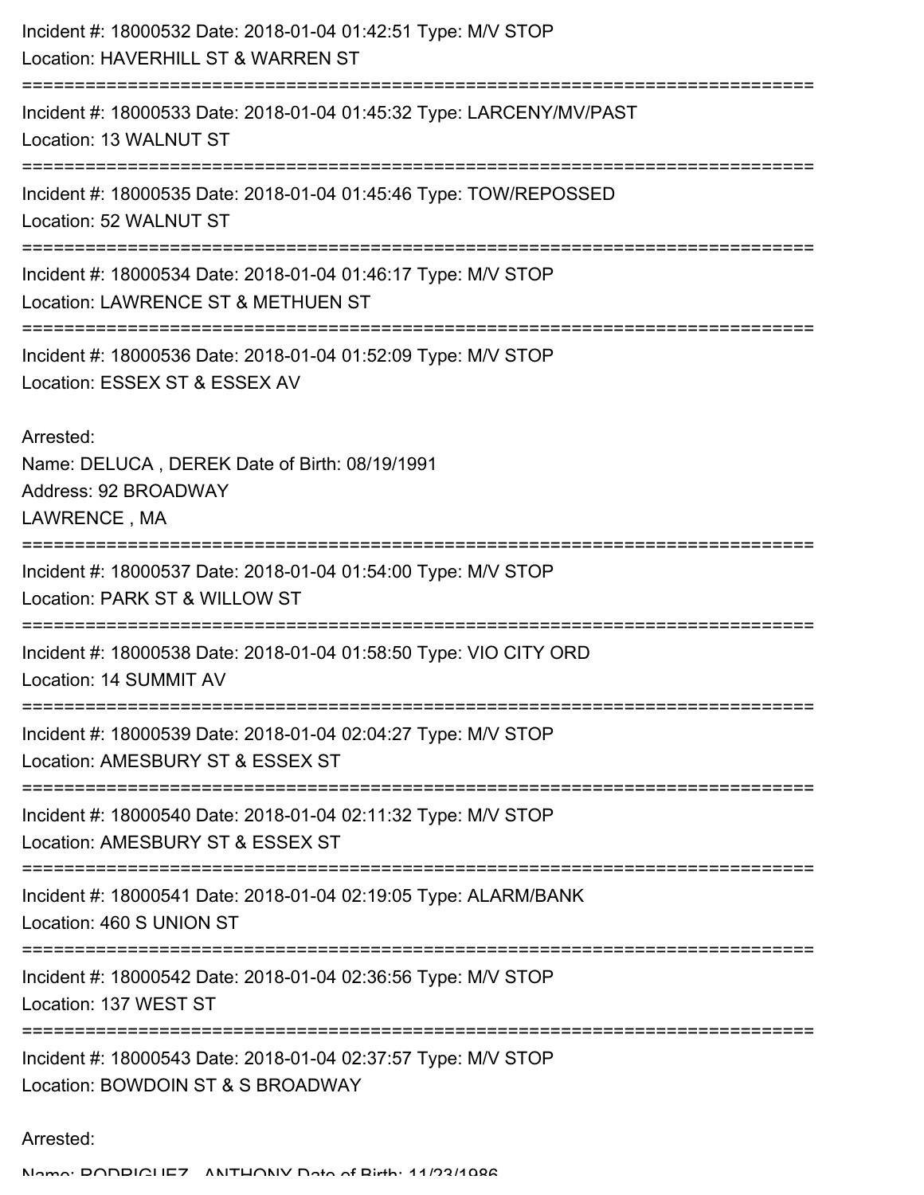Incident #: 18000532 Date: 2018-01-04 01:42:51 Type: M/V STOP
Location: HAVERHILL ST & WARREN ST

===========================================================================

Incident #: 18000533 Date: 2018-01-04 01:45:32 Type: LARCENY/MV/PAST
Location: 13 WALNUT ST

===========================================================================

Incident #: 18000535 Date: 2018-01-04 01:45:46 Type: TOW/REPOSSED
Location: 52 WALNUT ST

===========================================================================

Incident #: 18000534 Date: 2018-01-04 01:46:17 Type: M/V STOP
Location: LAWRENCE ST & METHUEN ST

===========================================================================

Incident #: 18000536 Date: 2018-01-04 01:52:09 Type: M/V STOP
Location: ESSEX ST & ESSEX AV

Arrested:
Name: DELUCA , DEREK Date of Birth: 08/19/1991
Address: 92 BROADWAY
LAWRENCE , MA

===========================================================================

Incident #: 18000537 Date: 2018-01-04 01:54:00 Type: M/V STOP
Location: PARK ST & WILLOW ST

===========================================================================

Incident #: 18000538 Date: 2018-01-04 01:58:50 Type: VIO CITY ORD
Location: 14 SUMMIT AV

===========================================================================

Incident #: 18000539 Date: 2018-01-04 02:04:27 Type: M/V STOP
Location: AMESBURY ST & ESSEX ST

===========================================================================

Incident #: 18000540 Date: 2018-01-04 02:11:32 Type: M/V STOP
Location: AMESBURY ST & ESSEX ST

===========================================================================

Incident #: 18000541 Date: 2018-01-04 02:19:05 Type: ALARM/BANK
Location: 460 S UNION ST

===========================================================================

Incident #: 18000542 Date: 2018-01-04 02:36:56 Type: M/V STOP
Location: 137 WEST ST

===========================================================================

Incident #: 18000543 Date: 2018-01-04 02:37:57 Type: M/V STOP
Location: BOWDOIN ST & S BROADWAY

Arrested:
Name: RODRIGUEZ , ANTHONY Date of Birth: 11/23/1986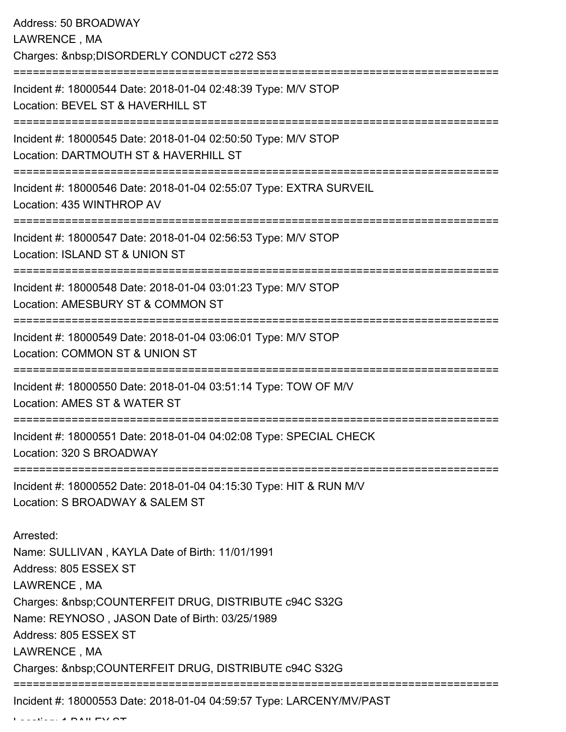Address: 50 BROADWAY
LAWRENCE , MA
Charges: &nbsp;DISORDERLY CONDUCT c272 S53

===========================================================================

Incident #: 18000544 Date: 2018-01-04 02:48:39 Type: M/V STOP
Location: BEVEL ST & HAVERHILL ST

===========================================================================

Incident #: 18000545 Date: 2018-01-04 02:50:50 Type: M/V STOP
Location: DARTMOUTH ST & HAVERHILL ST

===========================================================================

Incident #: 18000546 Date: 2018-01-04 02:55:07 Type: EXTRA SURVEIL
Location: 435 WINTHROP AV

===========================================================================

Incident #: 18000547 Date: 2018-01-04 02:56:53 Type: M/V STOP
Location: ISLAND ST & UNION ST

===========================================================================

Incident #: 18000548 Date: 2018-01-04 03:01:23 Type: M/V STOP
Location: AMESBURY ST & COMMON ST

===========================================================================

Incident #: 18000549 Date: 2018-01-04 03:06:01 Type: M/V STOP
Location: COMMON ST & UNION ST

===========================================================================

Incident #: 18000550 Date: 2018-01-04 03:51:14 Type: TOW OF M/V
Location: AMES ST & WATER ST

===========================================================================

Incident #: 18000551 Date: 2018-01-04 04:02:08 Type: SPECIAL CHECK
Location: 320 S BROADWAY

===========================================================================

Incident #: 18000552 Date: 2018-01-04 04:15:30 Type: HIT & RUN M/V
Location: S BROADWAY & SALEM ST

Arrested:
Name: SULLIVAN , KAYLA Date of Birth: 11/01/1991
Address: 805 ESSEX ST
LAWRENCE , MA
Charges: &nbsp;COUNTERFEIT DRUG, DISTRIBUTE c94C S32G
Name: REYNOSO , JASON Date of Birth: 03/25/1989
Address: 805 ESSEX ST
LAWRENCE , MA
Charges: &nbsp;COUNTERFEIT DRUG, DISTRIBUTE c94C S32G

===========================================================================

Incident #: 18000553 Date: 2018-01-04 04:59:57 Type: LARCENY/MV/PAST
Location: 1 BAILEY ST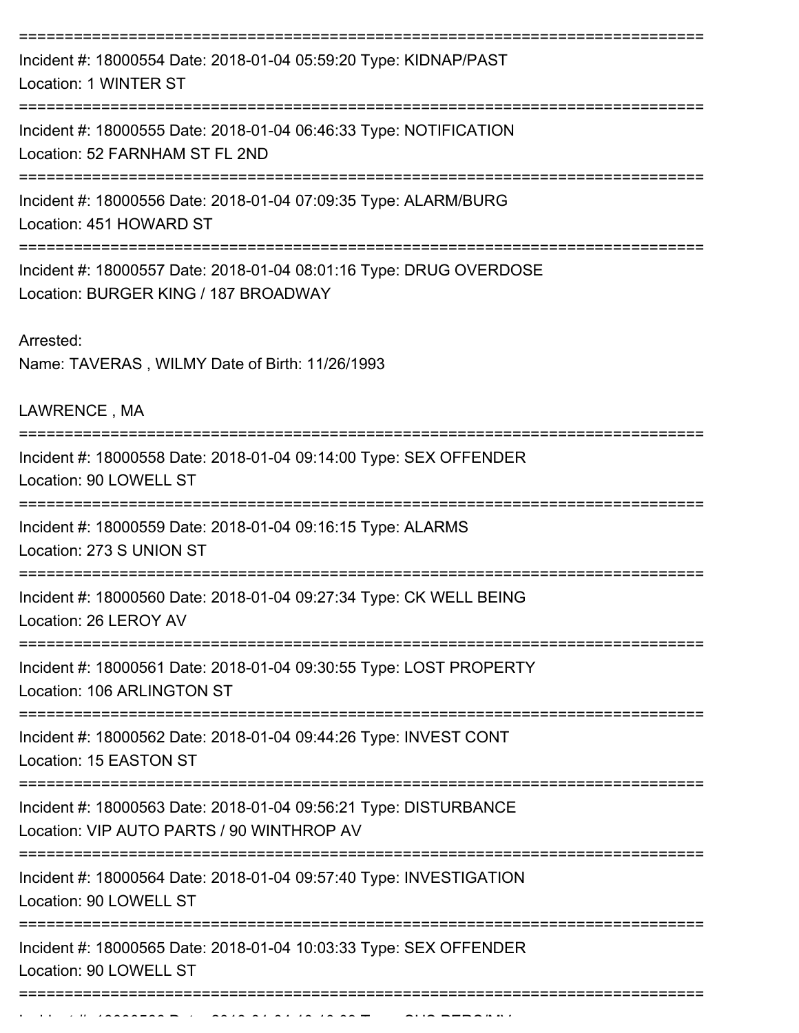===========================================================================

Incident #: 18000554 Date: 2018-01-04 05:59:20 Type: KIDNAP/PAST
Location: 1 WINTER ST

===========================================================================

Incident #: 18000555 Date: 2018-01-04 06:46:33 Type: NOTIFICATION
Location: 52 FARNHAM ST FL 2ND

===========================================================================

Incident #: 18000556 Date: 2018-01-04 07:09:35 Type: ALARM/BURG
Location: 451 HOWARD ST

===========================================================================

Incident #: 18000557 Date: 2018-01-04 08:01:16 Type: DRUG OVERDOSE
Location: BURGER KING / 187 BROADWAY

Arrested:
Name: TAVERAS , WILMY Date of Birth: 11/26/1993

LAWRENCE , MA

===========================================================================

Incident #: 18000558 Date: 2018-01-04 09:14:00 Type: SEX OFFENDER
Location: 90 LOWELL ST

===========================================================================

Incident #: 18000559 Date: 2018-01-04 09:16:15 Type: ALARMS
Location: 273 S UNION ST

===========================================================================

Incident #: 18000560 Date: 2018-01-04 09:27:34 Type: CK WELL BEING
Location: 26 LEROY AV

===========================================================================

Incident #: 18000561 Date: 2018-01-04 09:30:55 Type: LOST PROPERTY
Location: 106 ARLINGTON ST

===========================================================================

Incident #: 18000562 Date: 2018-01-04 09:44:26 Type: INVEST CONT
Location: 15 EASTON ST

===========================================================================

Incident #: 18000563 Date: 2018-01-04 09:56:21 Type: DISTURBANCE
Location: VIP AUTO PARTS / 90 WINTHROP AV

===========================================================================

Incident #: 18000564 Date: 2018-01-04 09:57:40 Type: INVESTIGATION
Location: 90 LOWELL ST

===========================================================================

Incident #: 18000565 Date: 2018-01-04 10:03:33 Type: SEX OFFENDER
Location: 90 LOWELL ST

===========================================================================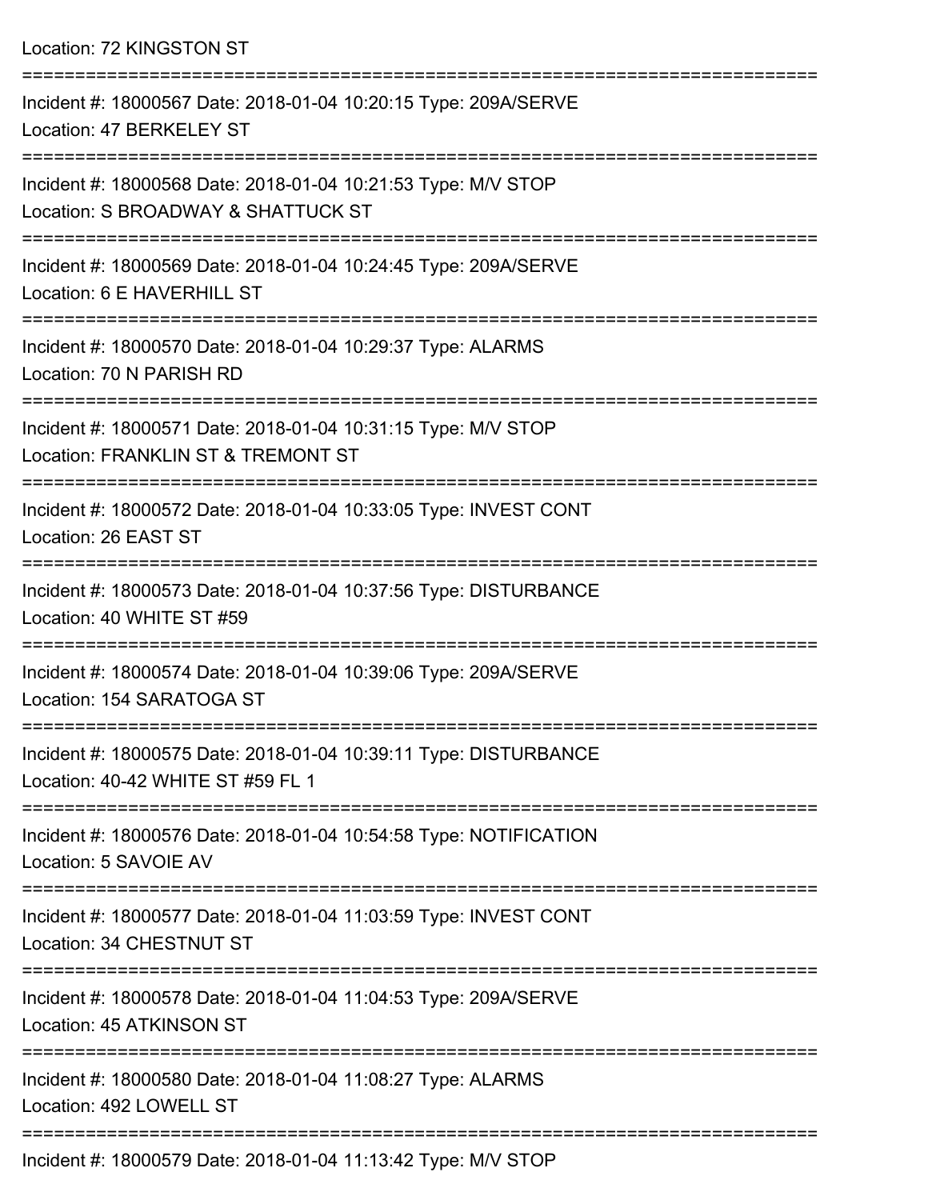Location: 72 KINGSTON ST

===========================================================================

Incident #: 18000567 Date: 2018-01-04 10:20:15 Type: 209A/SERVE
Location: 47 BERKELEY ST

===========================================================================

Incident #: 18000568 Date: 2018-01-04 10:21:53 Type: M/V STOP
Location: S BROADWAY & SHATTUCK ST

===========================================================================

Incident #: 18000569 Date: 2018-01-04 10:24:45 Type: 209A/SERVE
Location: 6 E HAVERHILL ST

===========================================================================

Incident #: 18000570 Date: 2018-01-04 10:29:37 Type: ALARMS
Location: 70 N PARISH RD

===========================================================================

Incident #: 18000571 Date: 2018-01-04 10:31:15 Type: M/V STOP
Location: FRANKLIN ST & TREMONT ST

===========================================================================

Incident #: 18000572 Date: 2018-01-04 10:33:05 Type: INVEST CONT
Location: 26 EAST ST

===========================================================================

Incident #: 18000573 Date: 2018-01-04 10:37:56 Type: DISTURBANCE
Location: 40 WHITE ST #59

===========================================================================

Incident #: 18000574 Date: 2018-01-04 10:39:06 Type: 209A/SERVE
Location: 154 SARATOGA ST

===========================================================================

Incident #: 18000575 Date: 2018-01-04 10:39:11 Type: DISTURBANCE
Location: 40-42 WHITE ST #59 FL 1

===========================================================================

Incident #: 18000576 Date: 2018-01-04 10:54:58 Type: NOTIFICATION
Location: 5 SAVOIE AV

===========================================================================

Incident #: 18000577 Date: 2018-01-04 11:03:59 Type: INVEST CONT
Location: 34 CHESTNUT ST

===========================================================================

Incident #: 18000578 Date: 2018-01-04 11:04:53 Type: 209A/SERVE
Location: 45 ATKINSON ST

===========================================================================

Incident #: 18000580 Date: 2018-01-04 11:08:27 Type: ALARMS
Location: 492 LOWELL ST

===========================================================================

Incident #: 18000579 Date: 2018-01-04 11:13:42 Type: M/V STOP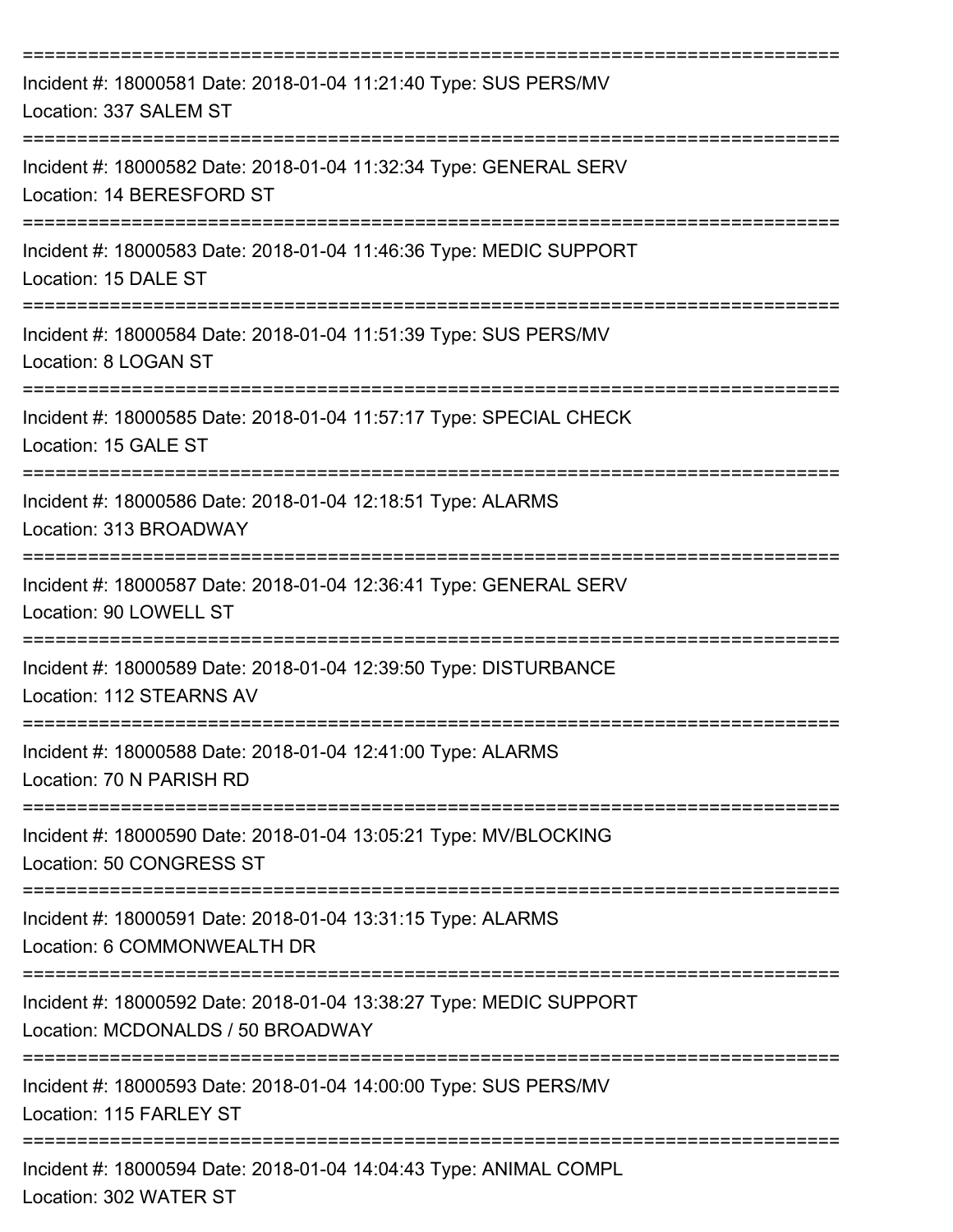===========================================================================

Incident #: 18000581 Date: 2018-01-04 11:21:40 Type: SUS PERS/MV
Location: 337 SALEM ST

===========================================================================

Incident #: 18000582 Date: 2018-01-04 11:32:34 Type: GENERAL SERV
Location: 14 BERESFORD ST

===========================================================================

Incident #: 18000583 Date: 2018-01-04 11:46:36 Type: MEDIC SUPPORT
Location: 15 DALE ST

===========================================================================

Incident #: 18000584 Date: 2018-01-04 11:51:39 Type: SUS PERS/MV
Location: 8 LOGAN ST

===========================================================================

Incident #: 18000585 Date: 2018-01-04 11:57:17 Type: SPECIAL CHECK
Location: 15 GALE ST

===========================================================================

Incident #: 18000586 Date: 2018-01-04 12:18:51 Type: ALARMS
Location: 313 BROADWAY

===========================================================================

Incident #: 18000587 Date: 2018-01-04 12:36:41 Type: GENERAL SERV
Location: 90 LOWELL ST

===========================================================================

Incident #: 18000589 Date: 2018-01-04 12:39:50 Type: DISTURBANCE
Location: 112 STEARNS AV

===========================================================================

Incident #: 18000588 Date: 2018-01-04 12:41:00 Type: ALARMS
Location: 70 N PARISH RD

===========================================================================

Incident #: 18000590 Date: 2018-01-04 13:05:21 Type: MV/BLOCKING
Location: 50 CONGRESS ST

===========================================================================

Incident #: 18000591 Date: 2018-01-04 13:31:15 Type: ALARMS
Location: 6 COMMONWEALTH DR

===========================================================================

Incident #: 18000592 Date: 2018-01-04 13:38:27 Type: MEDIC SUPPORT
Location: MCDONALDS / 50 BROADWAY

===========================================================================

Incident #: 18000593 Date: 2018-01-04 14:00:00 Type: SUS PERS/MV
Location: 115 FARLEY ST

===========================================================================

Incident #: 18000594 Date: 2018-01-04 14:04:43 Type: ANIMAL COMPL
Location: 302 WATER ST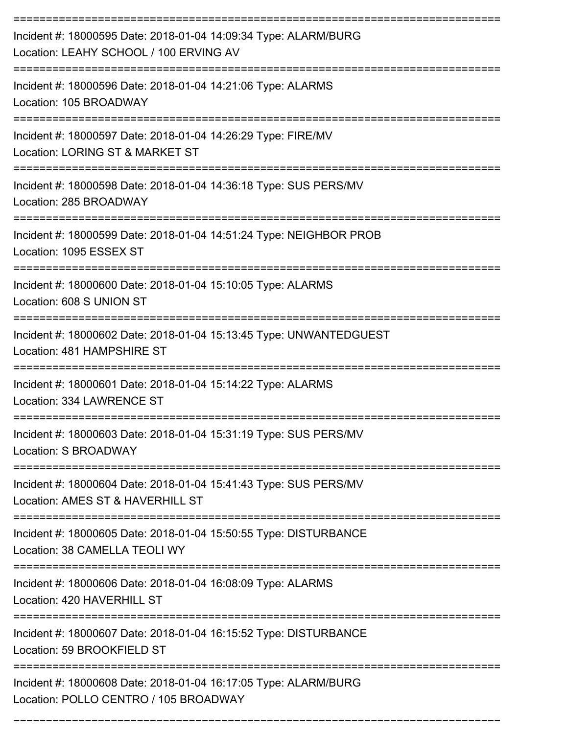===========================================================================

Incident #: 18000595 Date: 2018-01-04 14:09:34 Type: ALARM/BURG
Location: LEAHY SCHOOL / 100 ERVING AV

===========================================================================

Incident #: 18000596 Date: 2018-01-04 14:21:06 Type: ALARMS
Location: 105 BROADWAY

===========================================================================

Incident #: 18000597 Date: 2018-01-04 14:26:29 Type: FIRE/MV
Location: LORING ST & MARKET ST

===========================================================================

Incident #: 18000598 Date: 2018-01-04 14:36:18 Type: SUS PERS/MV
Location: 285 BROADWAY

===========================================================================

Incident #: 18000599 Date: 2018-01-04 14:51:24 Type: NEIGHBOR PROB
Location: 1095 ESSEX ST

===========================================================================

Incident #: 18000600 Date: 2018-01-04 15:10:05 Type: ALARMS
Location: 608 S UNION ST

===========================================================================

Incident #: 18000602 Date: 2018-01-04 15:13:45 Type: UNWANTEDGUEST
Location: 481 HAMPSHIRE ST

===========================================================================

Incident #: 18000601 Date: 2018-01-04 15:14:22 Type: ALARMS
Location: 334 LAWRENCE ST

===========================================================================

Incident #: 18000603 Date: 2018-01-04 15:31:19 Type: SUS PERS/MV
Location: S BROADWAY

===========================================================================

Incident #: 18000604 Date: 2018-01-04 15:41:43 Type: SUS PERS/MV
Location: AMES ST & HAVERHILL ST

===========================================================================

Incident #: 18000605 Date: 2018-01-04 15:50:55 Type: DISTURBANCE
Location: 38 CAMELLA TEOLI WY

===========================================================================

Incident #: 18000606 Date: 2018-01-04 16:08:09 Type: ALARMS
Location: 420 HAVERHILL ST

===========================================================================

Incident #: 18000607 Date: 2018-01-04 16:15:52 Type: DISTURBANCE
Location: 59 BROOKFIELD ST

===========================================================================

Incident #: 18000608 Date: 2018-01-04 16:17:05 Type: ALARM/BURG
Location: POLLO CENTRO / 105 BROADWAY

---------------------------------------------------------------------------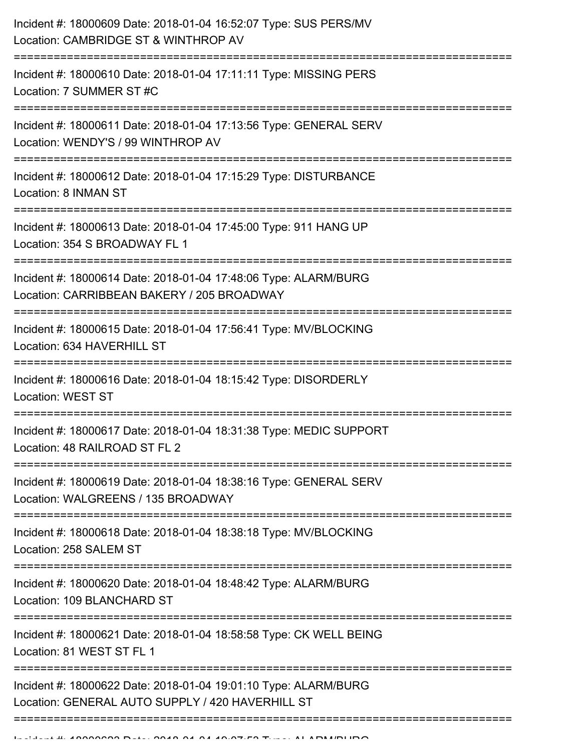Incident #: 18000609 Date: 2018-01-04 16:52:07 Type: SUS PERS/MV
Location: CAMBRIDGE ST & WINTHROP AV

===========================================================================

Incident #: 18000610 Date: 2018-01-04 17:11:11 Type: MISSING PERS
Location: 7 SUMMER ST #C

===========================================================================

Incident #: 18000611 Date: 2018-01-04 17:13:56 Type: GENERAL SERV
Location: WENDY'S / 99 WINTHROP AV

===========================================================================

Incident #: 18000612 Date: 2018-01-04 17:15:29 Type: DISTURBANCE
Location: 8 INMAN ST

===========================================================================

Incident #: 18000613 Date: 2018-01-04 17:45:00 Type: 911 HANG UP
Location: 354 S BROADWAY FL 1

===========================================================================

Incident #: 18000614 Date: 2018-01-04 17:48:06 Type: ALARM/BURG
Location: CARRIBBEAN BAKERY / 205 BROADWAY

===========================================================================

Incident #: 18000615 Date: 2018-01-04 17:56:41 Type: MV/BLOCKING
Location: 634 HAVERHILL ST

===========================================================================

Incident #: 18000616 Date: 2018-01-04 18:15:42 Type: DISORDERLY
Location: WEST ST

===========================================================================

Incident #: 18000617 Date: 2018-01-04 18:31:38 Type: MEDIC SUPPORT
Location: 48 RAILROAD ST FL 2

===========================================================================

Incident #: 18000619 Date: 2018-01-04 18:38:16 Type: GENERAL SERV
Location: WALGREENS / 135 BROADWAY

===========================================================================

Incident #: 18000618 Date: 2018-01-04 18:38:18 Type: MV/BLOCKING
Location: 258 SALEM ST

===========================================================================

Incident #: 18000620 Date: 2018-01-04 18:48:42 Type: ALARM/BURG
Location: 109 BLANCHARD ST

===========================================================================

Incident #: 18000621 Date: 2018-01-04 18:58:58 Type: CK WELL BEING
Location: 81 WEST ST FL 1

===========================================================================

Incident #: 18000622 Date: 2018-01-04 19:01:10 Type: ALARM/BURG
Location: GENERAL AUTO SUPPLY / 420 HAVERHILL ST

===========================================================================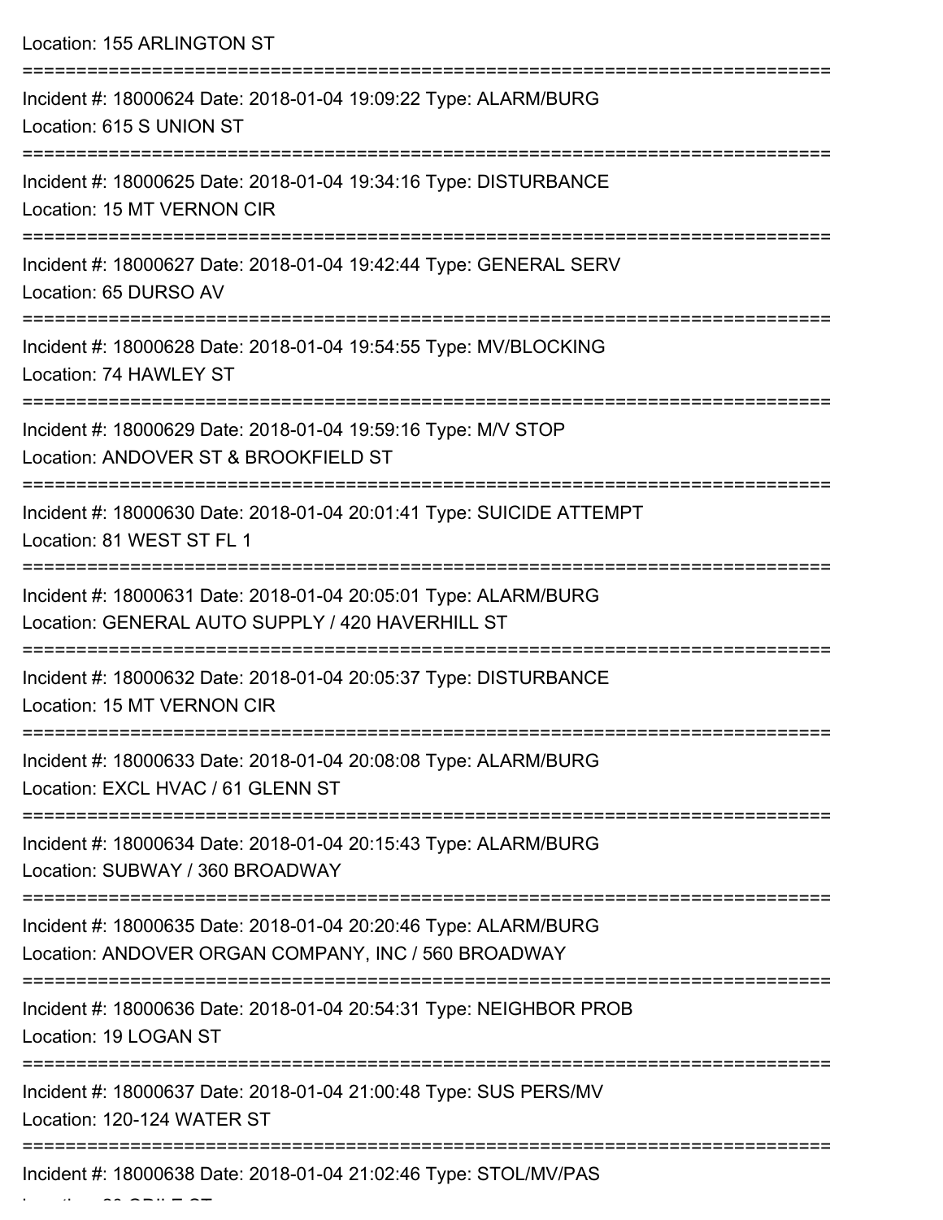Location: 155 ARLINGTON ST

===========================================================================

Incident #: 18000624 Date: 2018-01-04 19:09:22 Type: ALARM/BURG
Location: 615 S UNION ST

===========================================================================

Incident #: 18000625 Date: 2018-01-04 19:34:16 Type: DISTURBANCE
Location: 15 MT VERNON CIR

===========================================================================

Incident #: 18000627 Date: 2018-01-04 19:42:44 Type: GENERAL SERV
Location: 65 DURSO AV

===========================================================================

Incident #: 18000628 Date: 2018-01-04 19:54:55 Type: MV/BLOCKING
Location: 74 HAWLEY ST

===========================================================================

Incident #: 18000629 Date: 2018-01-04 19:59:16 Type: M/V STOP
Location: ANDOVER ST & BROOKFIELD ST

===========================================================================

Incident #: 18000630 Date: 2018-01-04 20:01:41 Type: SUICIDE ATTEMPT
Location: 81 WEST ST FL 1

===========================================================================

Incident #: 18000631 Date: 2018-01-04 20:05:01 Type: ALARM/BURG
Location: GENERAL AUTO SUPPLY / 420 HAVERHILL ST

===========================================================================

Incident #: 18000632 Date: 2018-01-04 20:05:37 Type: DISTURBANCE
Location: 15 MT VERNON CIR

===========================================================================

Incident #: 18000633 Date: 2018-01-04 20:08:08 Type: ALARM/BURG
Location: EXCL HVAC / 61 GLENN ST

===========================================================================

Incident #: 18000634 Date: 2018-01-04 20:15:43 Type: ALARM/BURG
Location: SUBWAY / 360 BROADWAY

===========================================================================

Incident #: 18000635 Date: 2018-01-04 20:20:46 Type: ALARM/BURG
Location: ANDOVER ORGAN COMPANY, INC / 560 BROADWAY

===========================================================================

Incident #: 18000636 Date: 2018-01-04 20:54:31 Type: NEIGHBOR PROB
Location: 19 LOGAN ST

===========================================================================

Incident #: 18000637 Date: 2018-01-04 21:00:48 Type: SUS PERS/MV
Location: 120-124 WATER ST

===========================================================================

Incident #: 18000638 Date: 2018-01-04 21:02:46 Type: STOL/MV/PAS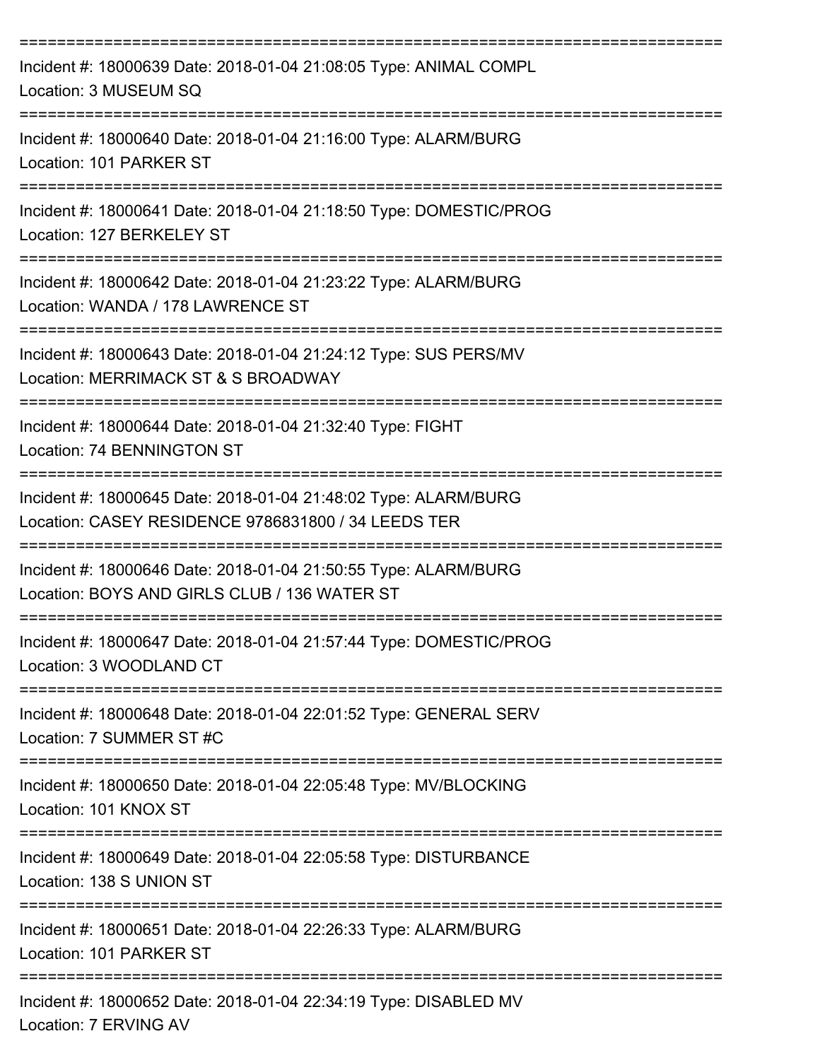===========================================================================

Incident #: 18000639 Date: 2018-01-04 21:08:05 Type: ANIMAL COMPL
Location: 3 MUSEUM SQ

===========================================================================

Incident #: 18000640 Date: 2018-01-04 21:16:00 Type: ALARM/BURG
Location: 101 PARKER ST

===========================================================================

Incident #: 18000641 Date: 2018-01-04 21:18:50 Type: DOMESTIC/PROG
Location: 127 BERKELEY ST

===========================================================================

Incident #: 18000642 Date: 2018-01-04 21:23:22 Type: ALARM/BURG
Location: WANDA / 178 LAWRENCE ST

===========================================================================

Incident #: 18000643 Date: 2018-01-04 21:24:12 Type: SUS PERS/MV
Location: MERRIMACK ST & S BROADWAY

===========================================================================

Incident #: 18000644 Date: 2018-01-04 21:32:40 Type: FIGHT
Location: 74 BENNINGTON ST

===========================================================================

Incident #: 18000645 Date: 2018-01-04 21:48:02 Type: ALARM/BURG
Location: CASEY RESIDENCE 9786831800 / 34 LEEDS TER

===========================================================================

Incident #: 18000646 Date: 2018-01-04 21:50:55 Type: ALARM/BURG
Location: BOYS AND GIRLS CLUB / 136 WATER ST

===========================================================================

Incident #: 18000647 Date: 2018-01-04 21:57:44 Type: DOMESTIC/PROG
Location: 3 WOODLAND CT

===========================================================================

Incident #: 18000648 Date: 2018-01-04 22:01:52 Type: GENERAL SERV
Location: 7 SUMMER ST #C

===========================================================================

Incident #: 18000650 Date: 2018-01-04 22:05:48 Type: MV/BLOCKING
Location: 101 KNOX ST

===========================================================================

Incident #: 18000649 Date: 2018-01-04 22:05:58 Type: DISTURBANCE
Location: 138 S UNION ST

===========================================================================

Incident #: 18000651 Date: 2018-01-04 22:26:33 Type: ALARM/BURG
Location: 101 PARKER ST

===========================================================================

Incident #: 18000652 Date: 2018-01-04 22:34:19 Type: DISABLED MV
Location: 7 ERVING AV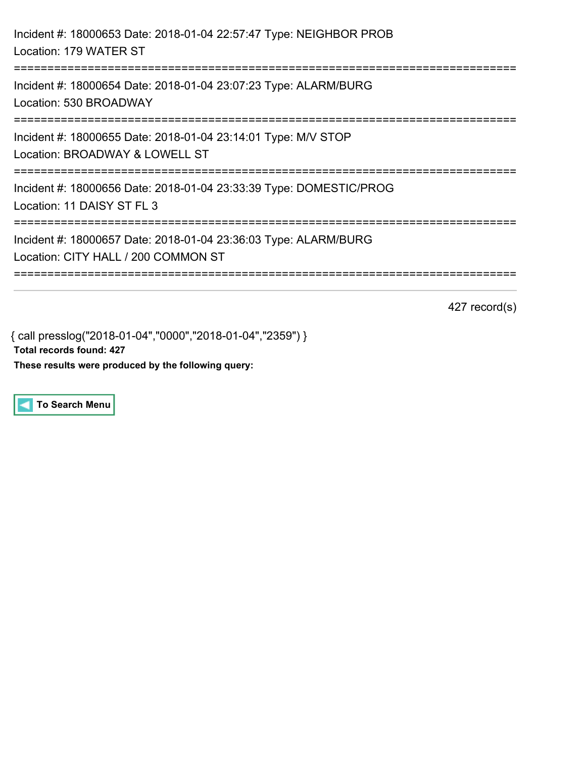Incident #: 18000653 Date: 2018-01-04 22:57:47 Type: NEIGHBOR PROB
Location: 179 WATER ST

===========================================================================

Incident #: 18000654 Date: 2018-01-04 23:07:23 Type: ALARM/BURG
Location: 530 BROADWAY

===========================================================================

Incident #: 18000655 Date: 2018-01-04 23:14:01 Type: M/V STOP
Location: BROADWAY & LOWELL ST

===========================================================================

Incident #: 18000656 Date: 2018-01-04 23:33:39 Type: DOMESTIC/PROG
Location: 11 DAISY ST FL 3

===========================================================================

Incident #: 18000657 Date: 2018-01-04 23:36:03 Type: ALARM/BURG
Location: CITY HALL / 200 COMMON ST

===========================================================================

---

427 record(s)

{ call presslog("2018-01-04","0000","2018-01-04","2359") }

**Total records found: 427**

**These results were produced by the following query:**

**To Search Menu**